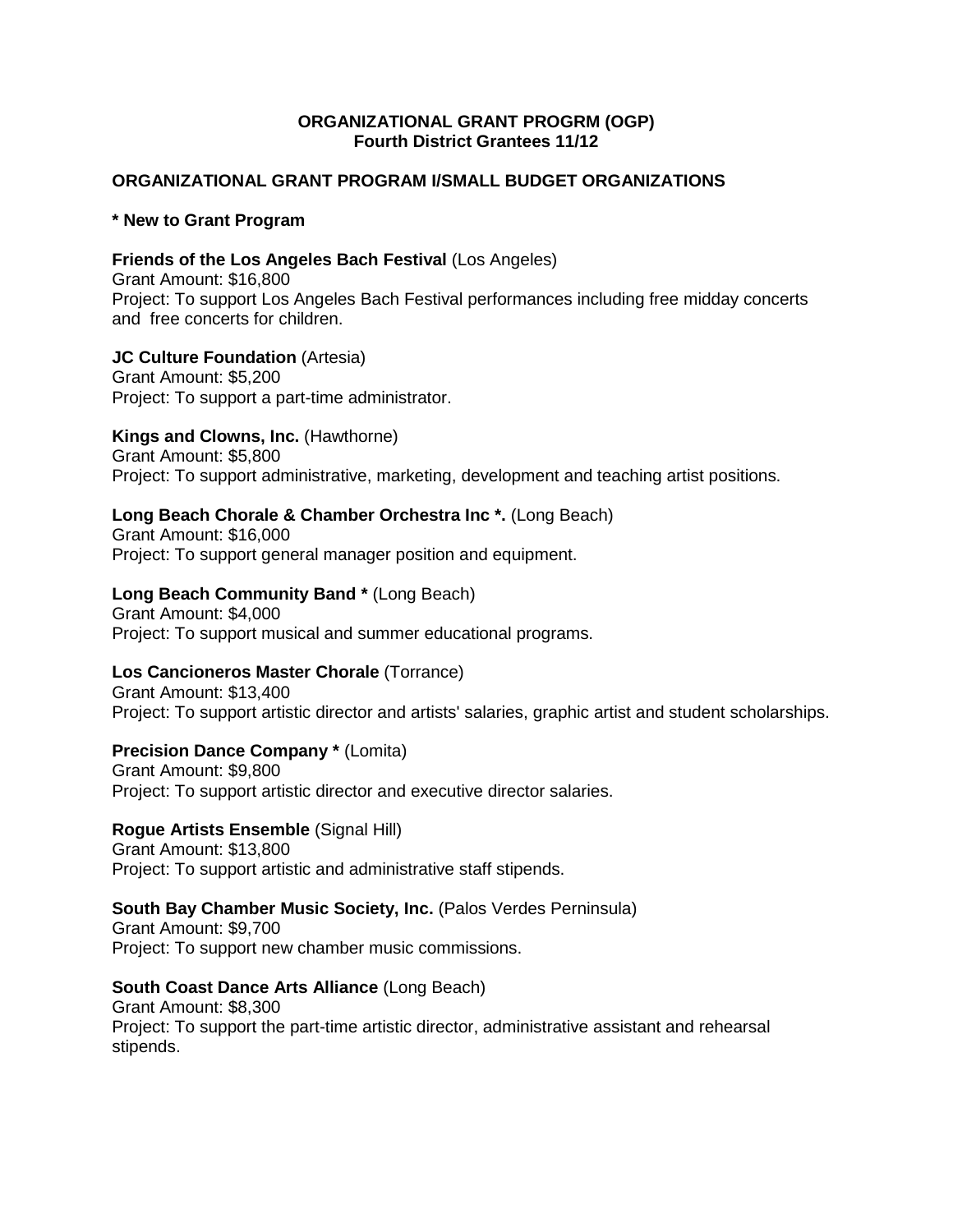**ORGANIZATIONAL GRANT PROGRM (OGP)**
**Fourth District Grantees 11/12**

**ORGANIZATIONAL GRANT PROGRAM I/SMALL BUDGET ORGANIZATIONS**

**\* New to Grant Program**

**Friends of the Los Angeles Bach Festival** (Los Angeles)
Grant Amount: $16,800
Project: To support Los Angeles Bach Festival performances including free midday concerts and free concerts for children.

**JC Culture Foundation** (Artesia)
Grant Amount: $5,200
Project: To support a part-time administrator.

**Kings and Clowns, Inc.** (Hawthorne)
Grant Amount: $5,800
Project: To support administrative, marketing, development and teaching artist positions.

**Long Beach Chorale & Chamber Orchestra Inc \*.** (Long Beach)
Grant Amount: $16,000
Project: To support general manager position and equipment.

**Long Beach Community Band \*** (Long Beach)
Grant Amount: $4,000
Project: To support musical and summer educational programs.

**Los Cancioneros Master Chorale** (Torrance)
Grant Amount: $13,400
Project: To support artistic director and artists' salaries, graphic artist and student scholarships.

**Precision Dance Company \*** (Lomita)
Grant Amount: $9,800
Project: To support artistic director and executive director salaries.

**Rogue Artists Ensemble** (Signal Hill)
Grant Amount: $13,800
Project: To support artistic and administrative staff stipends.

**South Bay Chamber Music Society, Inc.** (Palos Verdes Perninsula)
Grant Amount: $9,700
Project: To support new chamber music commissions.

**South Coast Dance Arts Alliance** (Long Beach)
Grant Amount: $8,300
Project: To support the part-time artistic director, administrative assistant and rehearsal stipends.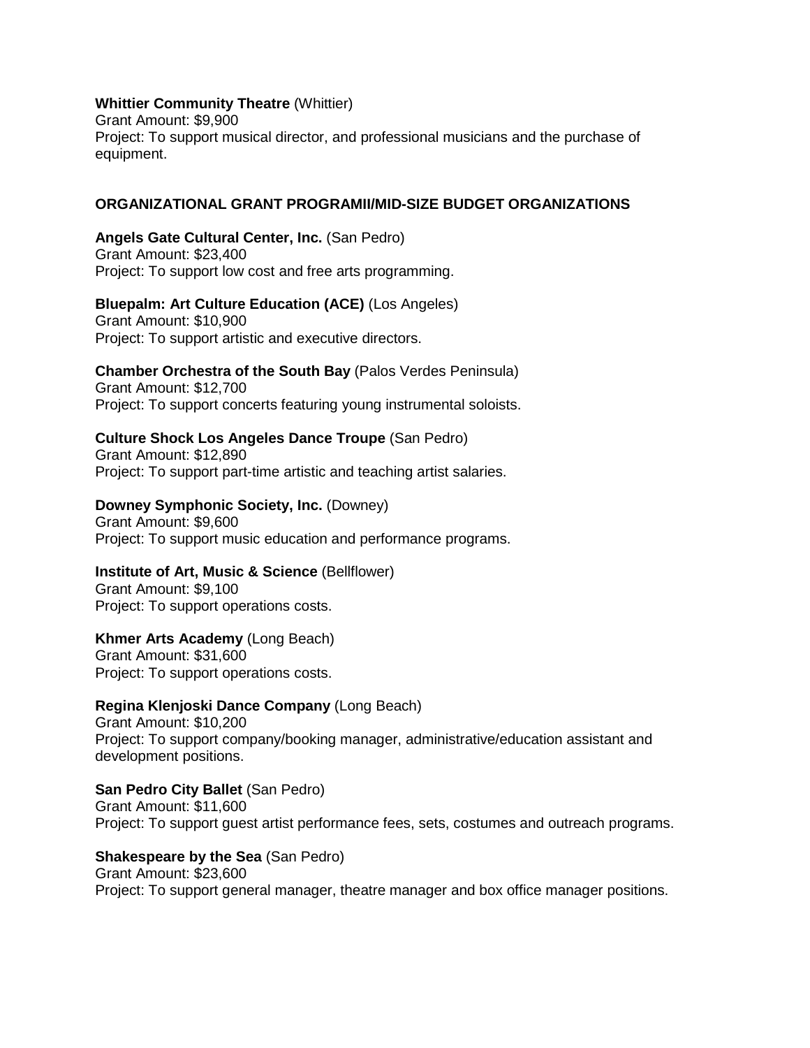**Whittier Community Theatre** (Whittier)
Grant Amount: $9,900
Project: To support musical director, and professional musicians and the purchase of equipment.

## ORGANIZATIONAL GRANT PROGRAMII/MID-SIZE BUDGET ORGANIZATIONS

**Angels Gate Cultural Center, Inc.** (San Pedro)
Grant Amount: $23,400
Project: To support low cost and free arts programming.

**Bluepalm: Art Culture Education (ACE)** (Los Angeles)
Grant Amount: $10,900
Project: To support artistic and executive directors.

**Chamber Orchestra of the South Bay** (Palos Verdes Peninsula)
Grant Amount: $12,700
Project: To support concerts featuring young instrumental soloists.

**Culture Shock Los Angeles Dance Troupe** (San Pedro)
Grant Amount: $12,890
Project: To support part-time artistic and teaching artist salaries.

**Downey Symphonic Society, Inc.** (Downey)
Grant Amount: $9,600
Project: To support music education and performance programs.

**Institute of Art, Music & Science** (Bellflower)
Grant Amount: $9,100
Project: To support operations costs.

**Khmer Arts Academy** (Long Beach)
Grant Amount: $31,600
Project: To support operations costs.

**Regina Klenjoski Dance Company** (Long Beach)
Grant Amount: $10,200
Project: To support company/booking manager, administrative/education assistant and development positions.

**San Pedro City Ballet** (San Pedro)
Grant Amount: $11,600
Project: To support guest artist performance fees, sets, costumes and outreach programs.

**Shakespeare by the Sea** (San Pedro)
Grant Amount: $23,600
Project: To support general manager, theatre manager and box office manager positions.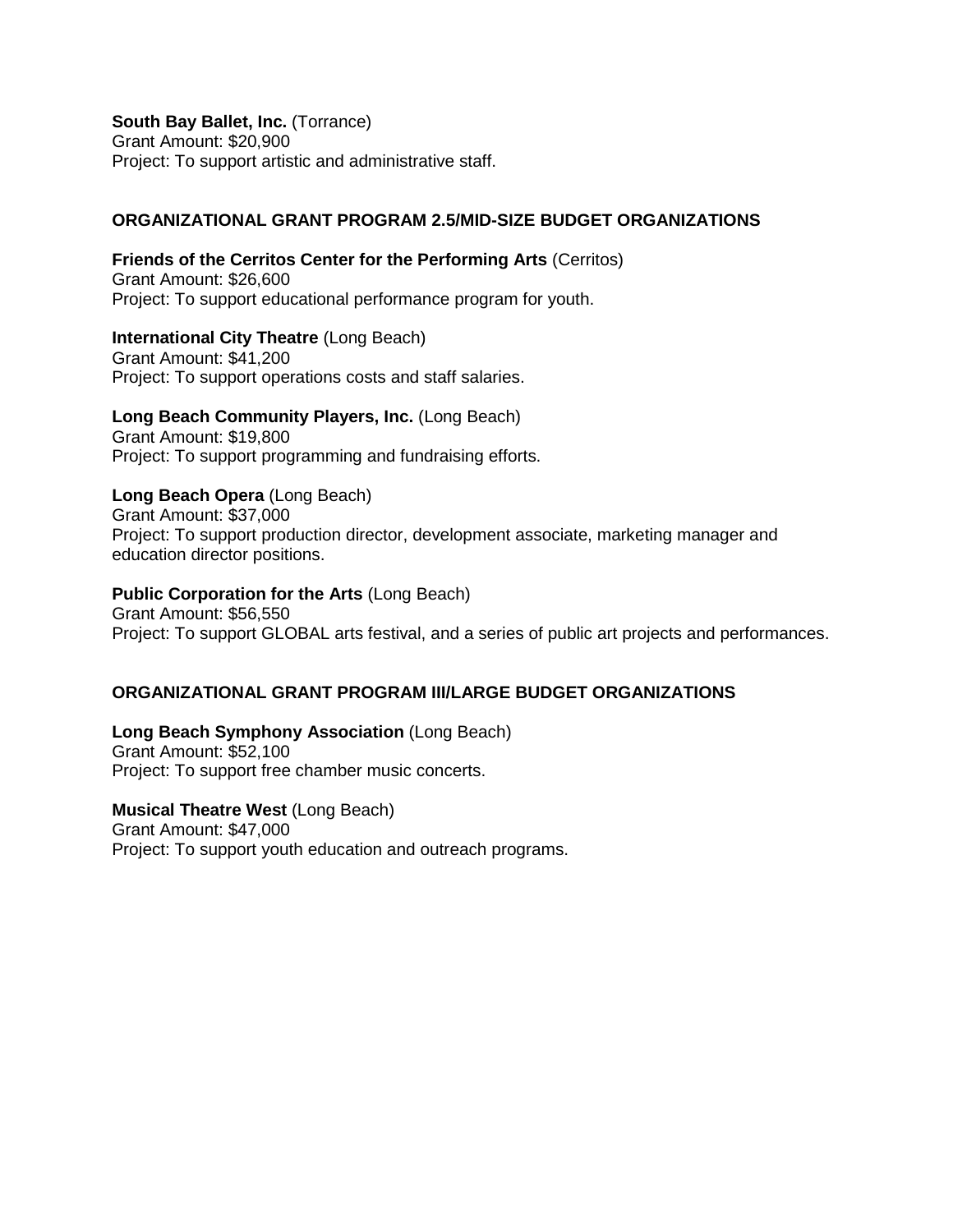**South Bay Ballet, Inc.** (Torrance)
Grant Amount: $20,900
Project: To support artistic and administrative staff.

## ORGANIZATIONAL GRANT PROGRAM 2.5/MID-SIZE BUDGET ORGANIZATIONS

**Friends of the Cerritos Center for the Performing Arts** (Cerritos)
Grant Amount: $26,600
Project: To support educational performance program for youth.

**International City Theatre** (Long Beach)
Grant Amount: $41,200
Project: To support operations costs and staff salaries.

**Long Beach Community Players, Inc.** (Long Beach)
Grant Amount: $19,800
Project: To support programming and fundraising efforts.

**Long Beach Opera** (Long Beach)
Grant Amount: $37,000
Project: To support production director, development associate, marketing manager and education director positions.

**Public Corporation for the Arts** (Long Beach)
Grant Amount: $56,550
Project: To support GLOBAL arts festival, and a series of public art projects and performances.

## ORGANIZATIONAL GRANT PROGRAM III/LARGE BUDGET ORGANIZATIONS

**Long Beach Symphony Association** (Long Beach)
Grant Amount: $52,100
Project: To support free chamber music concerts.

**Musical Theatre West** (Long Beach)
Grant Amount: $47,000
Project: To support youth education and outreach programs.